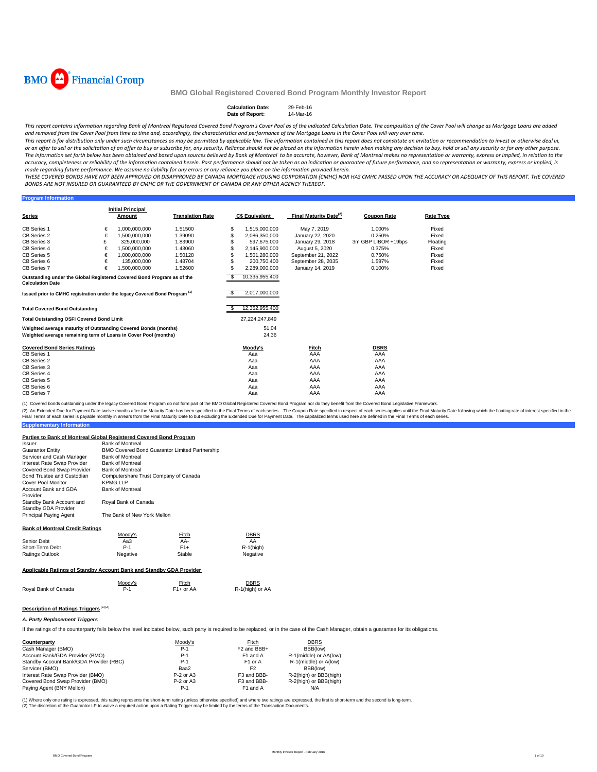BMO Financial Group

# BMO Global Registered Covered Bond Program Monthly Investor Report

**Calculation Date:** 29-Feb-16
**Date of Report:** 14-Mar-16

*This report contains information regarding Bank of Montreal Registered Covered Bond Program's Cover Pool as of the indicated Calculation Date. The composition of the Cover Pool will change as Mortgage Loans are added and removed from the Cover Pool from time to time and, accordingly, the characteristics and performance of the Mortgage Loans in the Cover Pool will vary over time.*

*This report is for distribution only under such circumstances as may be permitted by applicable law. The information contained in this report does not constitute an invitation or recommendation to invest or otherwise deal in, or an offer to sell or the solicitation of an offer to buy or subscribe for, any security. Reliance should not be placed on the information herein when making any decision to buy, hold or sell any security or for any other purpose. The information set forth below has been obtained and based upon sources believed by Bank of Montreal to be accurate, however, Bank of Montreal makes no representation or warranty, express or implied, in relation to the accuracy, completeness or reliability of the information contained herein. Past performance should not be taken as an indication or guarantee of future performance, and no representation or warranty, express or implied, is made regarding future performance. We assume no liability for any errors or any reliance you place on the information provided herein.*

*THESE COVERED BONDS HAVE NOT BEEN APPROVED OR DISAPPROVED BY CANADA MORTGAGE HOUSING CORPORATION (CMHC) NOR HAS CMHC PASSED UPON THE ACCURACY OR ADEQUACY OF THIS REPORT. THE COVERED BONDS ARE NOT INSURED OR GUARANTEED BY CMHC OR THE GOVERNMENT OF CANADA OR ANY OTHER AGENCY THEREOF.*

## Program Information

| Series | | Initial Principal Amount | Translation Rate | | C$ Equivalent | Final Maturity Date[(2)] | Coupon Rate | Rate Type |
|---|---|---|---|---|---|---|---|---|
| CB Series 1 | € | 1,000,000,000 | 1.51500 | $ | 1,515,000,000 | May 7, 2019 | 1.000% | Fixed |
| CB Series 2 | € | 1,500,000,000 | 1.39090 | $ | 2,086,350,000 | January 22, 2020 | 0.250% | Fixed |
| CB Series 3 | £ | 325,000,000 | 1.83900 | $ | 597,675,000 | January 29, 2018 | 3m GBP LIBOR +19bps | Floating |
| CB Series 4 | € | 1,500,000,000 | 1.43060 | $ | 2,145,900,000 | August 5, 2020 | 0.375% | Fixed |
| CB Series 5 | € | 1,000,000,000 | 1.50128 | $ | 1,501,280,000 | September 21, 2022 | 0.750% | Fixed |
| CB Series 6 | € | 135,000,000 | 1.48704 | $ | 200,750,400 | September 28, 2035 | 1.597% | Fixed |
| CB Series 7 | € | 1,500,000,000 | 1.52600 | $ | 2,289,000,000 | January 14, 2019 | 0.100% | Fixed |

| | | |
|---|---|---|
| Outstanding under the Global Registered Covered Bond Program as of the Calculation Date | $ | 10,335,955,400 |
| Issued prior to CMHC registration under the legacy Covered Bond Program [(1)] | $ | 2,017,000,000 |
| Total Covered Bond Outstanding | $ | 12,352,955,400 |
| Total Outstanding OSFI Covered Bond Limit | | 27,224,247,849 |
| Weighted average maturity of Outstanding Covered Bonds (months) | | 51.04 |
| Weighted average remaining term of Loans in Cover Pool (months) | | 24.36 |

| Covered Bond Series Ratings | Moody's | Fitch | DBRS |
|---|---|---|---|
| CB Series 1 | Aaa | AAA | AAA |
| CB Series 2 | Aaa | AAA | AAA |
| CB Series 3 | Aaa | AAA | AAA |
| CB Series 4 | Aaa | AAA | AAA |
| CB Series 5 | Aaa | AAA | AAA |
| CB Series 6 | Aaa | AAA | AAA |
| CB Series 7 | Aaa | AAA | AAA |

(1) Covered bonds outstanding under the legacy Covered Bond Program do not form part of the BMO Global Registered Covered Bond Program nor do they benefit from the Covered Bond Legislative Framework.

(2) An Extended Due for Payment Date twelve months after the Maturity Date has been specified in the Final Terms of each series. The Coupon Rate specified in respect of each series applies until the Final Maturity Date following which the floating rate of interest specified in the Final Terms of each series is payable monthly in arrears from the Final Maturity Date to but excluding the Extended Due for Payment Date. The capitalized terms used here are defined in the Final Terms of each series.

## Supplementary Information

### Parties to Bank of Montreal Global Registered Covered Bond Program

| | |
|---|---|
| Issuer | Bank of Montreal |
| Guarantor Entity | BMO Covered Bond Guarantor Limited Partnership |
| Servicer and Cash Manager | Bank of Montreal |
| Interest Rate Swap Provider | Bank of Montreal |
| Covered Bond Swap Provider | Bank of Montreal |
| Bond Trustee and Custodian | Computershare Trust Company of Canada |
| Cover Pool Monitor | KPMG LLP |
| Account Bank and GDA Provider | Bank of Montreal |
| Standby Bank Account and Standby GDA Provider | Royal Bank of Canada |
| Principal Paying Agent | The Bank of New York Mellon |

### Bank of Montreal Credit Ratings

| | Moody's | Fitch | DBRS |
|---|---|---|---|
| Senior Debt | Aa3 | AA- | AA |
| Short-Term Debt | P-1 | F1+ | R-1(high) |
| Ratings Outlook | Negative | Stable | Negative |

### Applicable Ratings of Standby Account Bank and Standby GDA Provider

| | Moody's | Fitch | DBRS |
|---|---|---|---|
| Royal Bank of Canada | P-1 | F1+ or AA | R-1(high) or AA |

### Description of Ratings Triggers [(1)(2)]

#### *A. Party Replacement Triggers*

If the ratings of the counterparty falls below the level indicated below, such party is required to be replaced, or in the case of the Cash Manager, obtain a guarantee for its obligations.

| Counterparty | Moody's | Fitch | DBRS |
|---|---|---|---|
| Cash Manager (BMO) | P-1 | F2 and BBB+ | BBB(low) |
| Account Bank/GDA Provider (BMO) | P-1 | F1 and A | R-1(middle) or AA(low) |
| Standby Account Bank/GDA Provider (RBC) | P-1 | F1 or A | R-1(middle) or A(low) |
| Servicer (BMO) | Baa2 | F2 | BBB(low) |
| Interest Rate Swap Provider (BMO) | P-2 or A3 | F3 and BBB- | R-2(high) or BBB(high) |
| Covered Bond Swap Provider (BMO) | P-2 or A3 | F3 and BBB- | R-2(high) or BBB(high) |
| Paying Agent (BNY Mellon) | P-1 | F1 and A | N/A |

(1) Where only one rating is expressed, this rating represents the short-term rating (unless otherwise specified) and where two ratings are expressed, the first is short-term and the second is long-term.
(2) The discretion of the Guarantor LP to waive a required action upon a Rating Trigger may be limited by the terms of the Transaction Documents.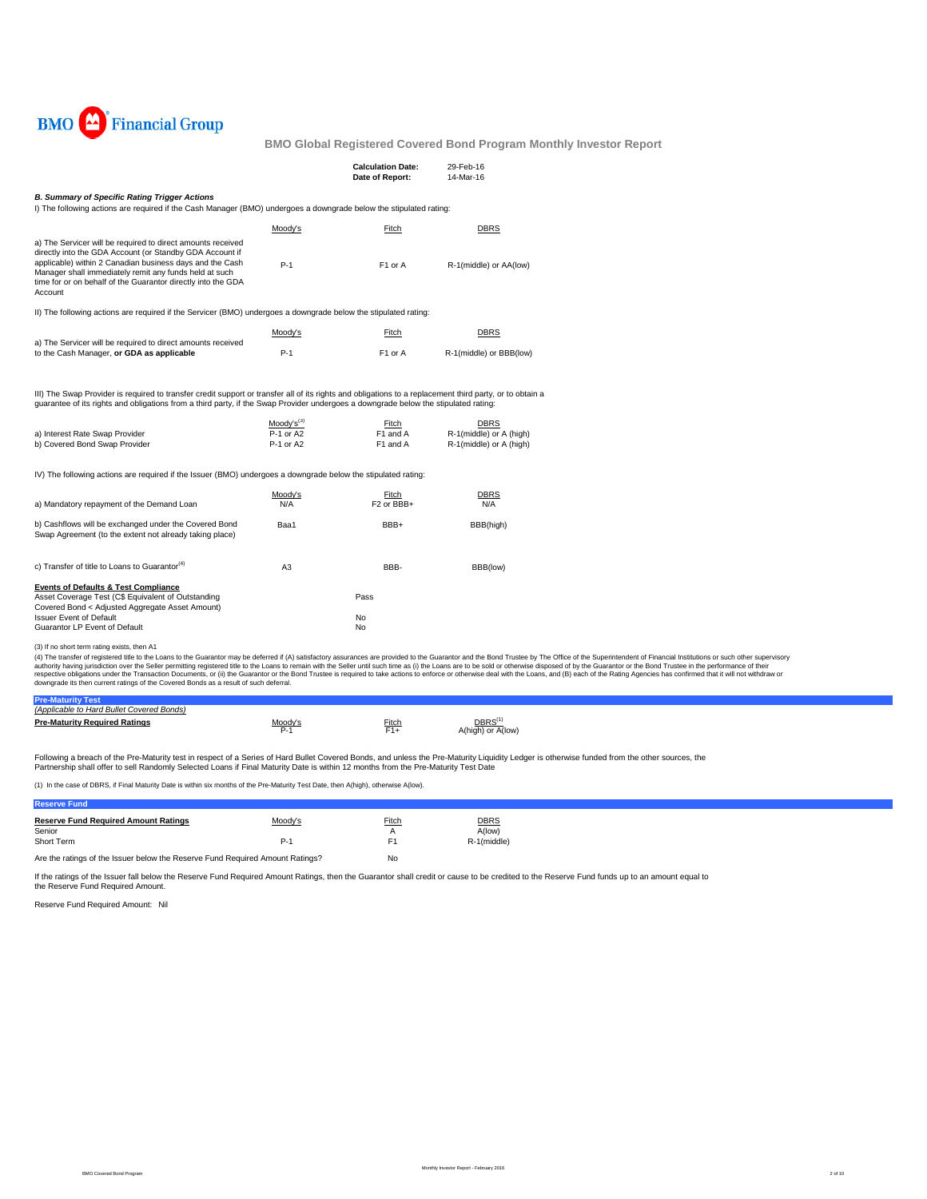BMO Financial Group

# BMO Global Registered Covered Bond Program Monthly Investor Report

| | |
|---|---|
| **Calculation Date:** | 29-Feb-16 |
| **Date of Report:** | 14-Mar-16 |

### *B. Summary of Specific Rating Trigger Actions*

I) The following actions are required if the Cash Manager (BMO) undergoes a downgrade below the stipulated rating:

| | Moody's | Fitch | DBRS |
|---|---|---|---|
| a) The Servicer will be required to direct amounts received directly into the GDA Account (or Standby GDA Account if applicable) within 2 Canadian business days and the Cash Manager shall immediately remit any funds held at such time for or on behalf of the Guarantor directly into the GDA Account | P-1 | F1 or A | R-1(middle) or AA(low) |

II) The following actions are required if the Servicer (BMO) undergoes a downgrade below the stipulated rating:

| | Moody's | Fitch | DBRS |
|---|---|---|---|
| a) The Servicer will be required to direct amounts received to the Cash Manager, **or GDA as applicable** | P-1 | F1 or A | R-1(middle) or BBB(low) |

III) The Swap Provider is required to transfer credit support or transfer all of its rights and obligations to a replacement third party, or to obtain a guarantee of its rights and obligations from a third party, if the Swap Provider undergoes a downgrade below the stipulated rating:

| | Moody's[3] | Fitch | DBRS |
|---|---|---|---|
| a) Interest Rate Swap Provider | P-1 or A2 | F1 and A | R-1(middle) or A (high) |
| b) Covered Bond Swap Provider | P-1 or A2 | F1 and A | R-1(middle) or A (high) |

IV) The following actions are required if the Issuer (BMO) undergoes a downgrade below the stipulated rating:

| | Moody's | Fitch | DBRS |
|---|---|---|---|
| a) Mandatory repayment of the Demand Loan | N/A | F2 or BBB+ | N/A |
| b) Cashflows will be exchanged under the Covered Bond Swap Agreement (to the extent not already taking place) | Baa1 | BBB+ | BBB(high) |
| c) Transfer of title to Loans to Guarantor[4] | A3 | BBB- | BBB(low) |

| **Events of Defaults & Test Compliance** | |
|---|---|
| Asset Coverage Test (C$ Equivalent of Outstanding Covered Bond < Adjusted Aggregate Asset Amount) | Pass |
| Issuer Event of Default | No |
| Guarantor LP Event of Default | No |

(3) If no short term rating exists, then A1

(4) The transfer of registered title to the Loans to the Guarantor may be deferred if (A) satisfactory assurances are provided to the Guarantor and the Bond Trustee by The Office of the Superintendent of Financial Institutions or such other supervisory authority having jurisdiction over the Seller permitting registered title to the Loans to remain with the Seller until such time as (i) the Loans are to be sold or otherwise disposed of by the Guarantor or the Bond Trustee in the performance of their respective obligations under the Transaction Documents, or (ii) the Guarantor or the Bond Trustee is required to take actions to enforce or otherwise deal with the Loans, and (B) each of the Rating Agencies has confirmed that it will not withdraw or downgrade its then current ratings of the Covered Bonds as a result of such deferral.

## Pre-Maturity Test

*(Applicable to Hard Bullet Covered Bonds)*

| **Pre-Maturity Required Ratings** | Moody's | Fitch | DBRS[1] |
|---|---|---|---|
| | P-1 | F1+ | A(high) or A(low) |

Following a breach of the Pre-Maturity test in respect of a Series of Hard Bullet Covered Bonds, and unless the Pre-Maturity Liquidity Ledger is otherwise funded from the other sources, the Partnership shall offer to sell Randomly Selected Loans if Final Maturity Date is within 12 months from the Pre-Maturity Test Date

(1) In the case of DBRS, if Final Maturity Date is within six months of the Pre-Maturity Test Date, then A(high), otherwise A(low).

## Reserve Fund

| **Reserve Fund Required Amount Ratings** | Moody's | Fitch | DBRS |
|---|---|---|---|
| Senior | | A | A(low) |
| Short Term | P-1 | F1 | R-1(middle) |

Are the ratings of the Issuer fall below the Reserve Fund Required Amount Ratings? No

If the ratings of the Issuer fall below the Reserve Fund Required Amount Ratings, then the Guarantor shall credit or cause to be credited to the Reserve Fund funds up to an amount equal to the Reserve Fund Required Amount.

Reserve Fund Required Amount: Nil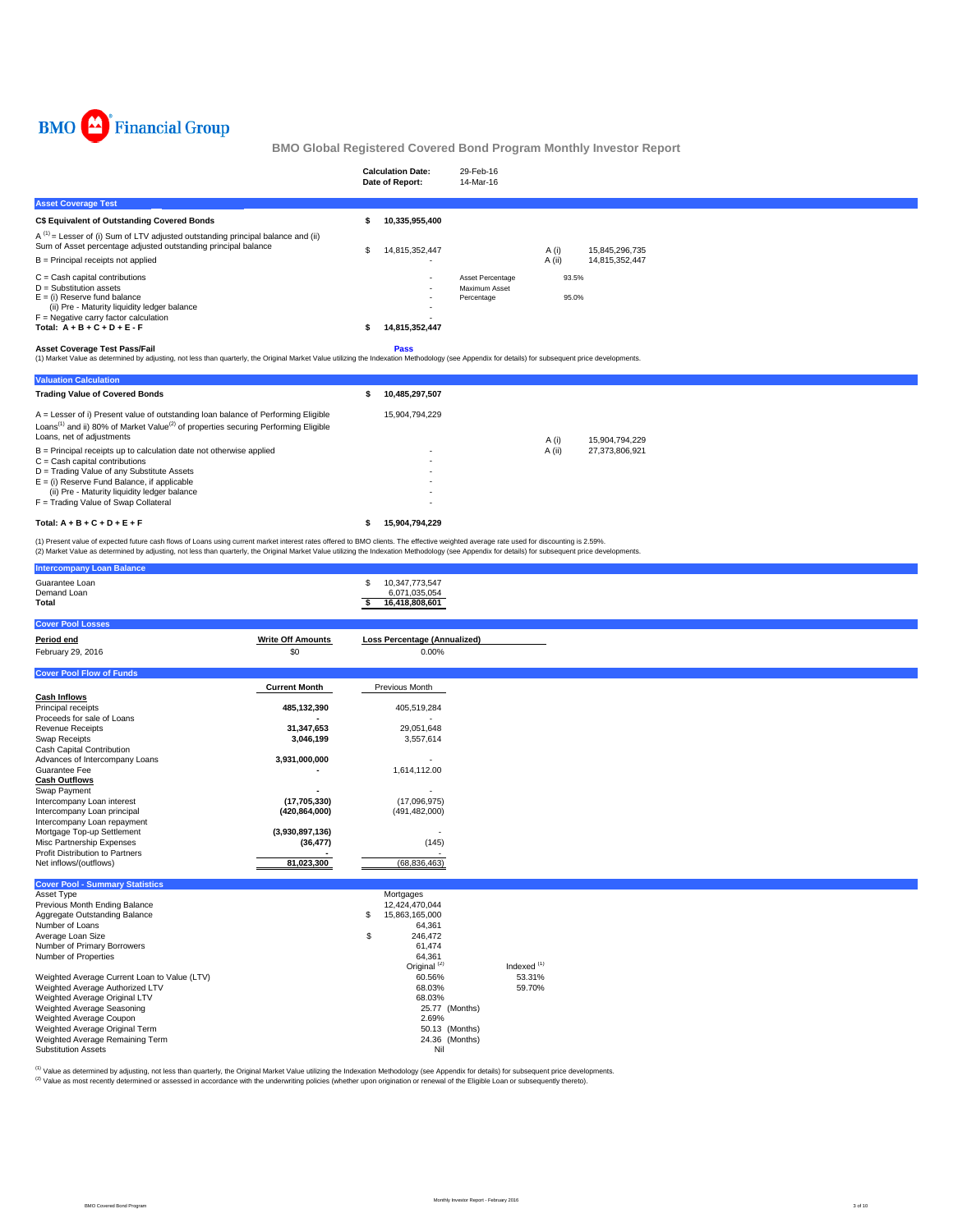BMO Financial Group

## BMO Global Registered Covered Bond Program Monthly Investor Report

| | |
|---|---|
| **Calculation Date:** | 29-Feb-16 |
| **Date of Report:** | 14-Mar-16 |

### Asset Coverage Test

| | | | | |
|---|---|---|---|---|
| **C$ Equivalent of Outstanding Covered Bonds** | **$ 10,335,955,400** | | | |
| A [1] = Lesser of (i) Sum of LTV adjusted outstanding principal balance and (ii) Sum of Asset percentage adjusted outstanding principal balance | $ 14,815,352,447 | | A (i) | 15,845,296,735 |
| B = Principal receipts not applied | - | | A (ii) | 14,815,352,447 |
| C = Cash capital contributions | - | Asset Percentage | 93.5% | |
| D = Substitution assets | - | Maximum Asset | | |
| E = (i) Reserve fund balance | - | Percentage | 95.0% | |
| (ii) Pre - Maturity liquidity ledger balance | - | | | |
| F = Negative carry factor calculation | - | | | |
| **Total: A + B + C + D + E - F** | **$ 14,815,352,447** | | | |

**Asset Coverage Test Pass/Fail** **Pass**

(1) Market Value as determined by adjusting, not less than quarterly, the Original Market Value utilizing the Indexation Methodology (see Appendix for details) for subsequent price developments.

### Valuation Calculation

| | | | |
|---|---|---|---|
| **Trading Value of Covered Bonds** | **$ 10,485,297,507** | | |
| A = Lesser of i) Present value of outstanding loan balance of Performing Eligible Loans[1] and ii) 80% of Market Value[2] of properties securing Performing Eligible Loans, net of adjustments | 15,904,794,229 | A (i) | 15,904,794,229 |
| B = Principal receipts up to calculation date not otherwise applied | - | A (ii) | 27,373,806,921 |
| C = Cash capital contributions | - | | |
| D = Trading Value of any Substitute Assets | - | | |
| E = (i) Reserve Fund Balance, if applicable | - | | |
| (ii) Pre - Maturity liquidity ledger balance | - | | |
| F = Trading Value of Swap Collateral | - | | |
| **Total: A + B + C + D + E + F** | **$ 15,904,794,229** | | |

(1) Present value of expected future cash flows of Loans using current market interest rates offered to BMO clients. The effective weighted average rate used for discounting is 2.59%.
(2) Market Value as determined by adjusting, not less than quarterly, the Original Market Value utilizing the Indexation Methodology (see Appendix for details) for subsequent price developments.

### Intercompany Loan Balance

| | |
|---|---|
| Guarantee Loan | $ 10,347,773,547 |
| Demand Loan | 6,071,035,054 |
| **Total** | **$ 16,418,808,601** |

### Cover Pool Losses

| **Period end** | **Write Off Amounts** | **Loss Percentage (Annualized)** |
|---|---|---|
| February 29, 2016 | $0 | 0.00% |

### Cover Pool Flow of Funds

| | **Current Month** | Previous Month |
|---|---|---|
| **Cash Inflows** | | |
| Principal receipts | **485,132,390** | 405,519,284 |
| Proceeds for sale of Loans | **-** | - |
| Revenue Receipts | **31,347,653** | 29,051,648 |
| Swap Receipts | **3,046,199** | 3,557,614 |
| Cash Capital Contribution | | |
| Advances of Intercompany Loans | **3,931,000,000** | - |
| Guarantee Fee | **-** | 1,614,112.00 |
| **Cash Outflows** | | |
| Swap Payment | **-** | - |
| Intercompany Loan interest | **(17,705,330)** | (17,096,975) |
| Intercompany Loan principal | **(420,864,000)** | (491,482,000) |
| Intercompany Loan repayment | | |
| Mortgage Top-up Settlement | **(3,930,897,136)** | - |
| Misc Partnership Expenses | **(36,477)** | (145) |
| Profit Distribution to Partners | **-** | - |
| Net inflows/(outflows) | **81,023,300** | (68,836,463) |

### Cover Pool - Summary Statistics

| | | |
|---|---|---|
| Asset Type | Mortgages | |
| Previous Month Ending Balance | 12,424,470,044 | |
| Aggregate Outstanding Balance | $ 15,863,165,000 | |
| Number of Loans | 64,361 | |
| Average Loan Size | $ 246,472 | |
| Number of Primary Borrowers | 61,474 | |
| Number of Properties | 64,361 | |
| | Original [2] | Indexed [1] |
| Weighted Average Current Loan to Value (LTV) | 60.56% | 53.31% |
| Weighted Average Authorized LTV | 68.03% | 59.70% |
| Weighted Average Original LTV | 68.03% | |
| Weighted Average Seasoning | 25.77 (Months) | |
| Weighted Average Coupon | 2.69% | |
| Weighted Average Original Term | 50.13 (Months) | |
| Weighted Average Remaining Term | 24.36 (Months) | |
| Substitution Assets | Nil | |

[1] Value as determined by adjusting, not less than quarterly, the Original Market Value utilizing the Indexation Methodology (see Appendix for details) for subsequent price developments.
[2] Value as most recently determined or assessed in accordance with the underwriting policies (whether upon origination or renewal of the Eligible Loan or subsequently thereto).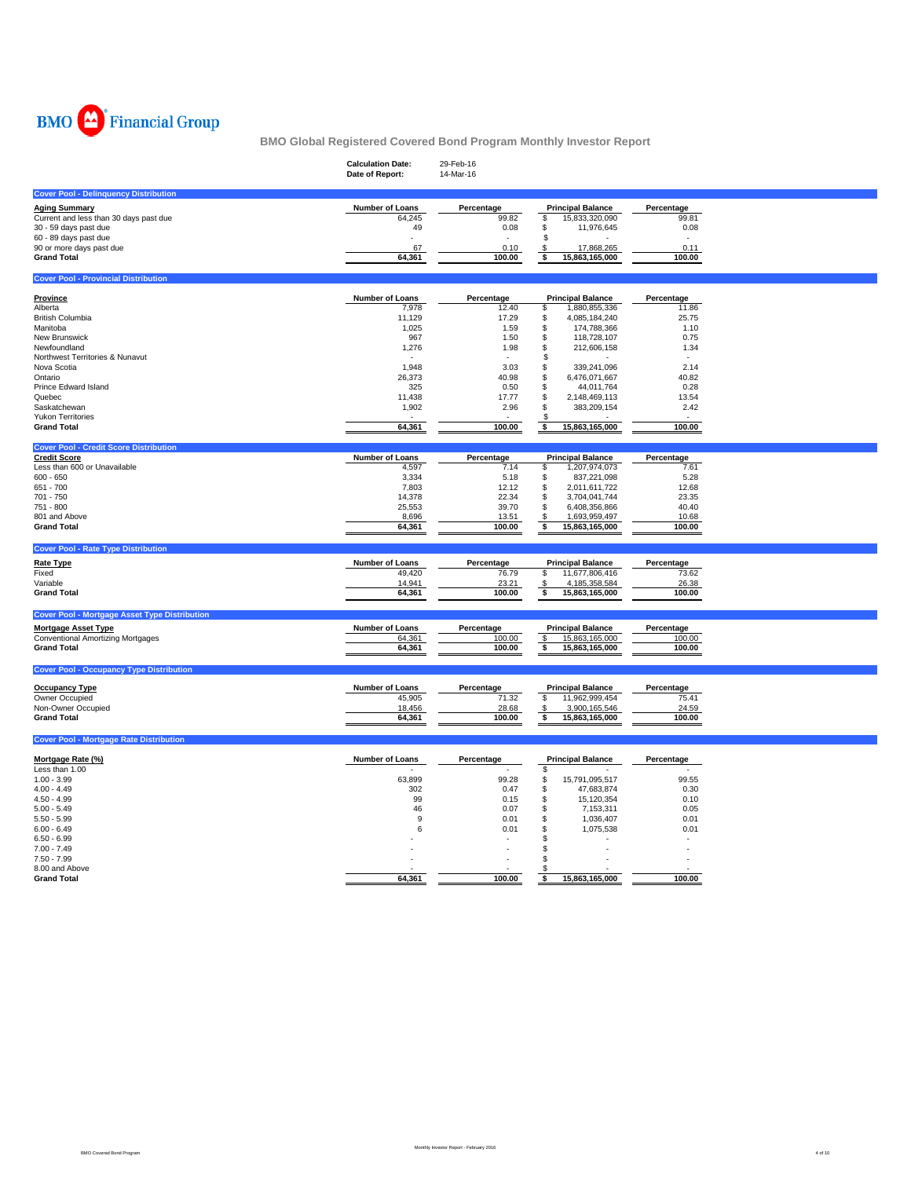BMO Financial Group

# BMO Global Registered Covered Bond Program Monthly Investor Report

**Calculation Date:** 29-Feb-16
**Date of Report:** 14-Mar-16

## Cover Pool - Delinquency Distribution

| Aging Summary | Number of Loans | Percentage | Principal Balance | Percentage |
|---|---|---|---|---|
| Current and less than 30 days past due | 64,245 | 99.82 | $ 15,833,320,090 | 99.81 |
| 30 - 59 days past due | 49 | 0.08 | $ 11,976,645 | 0.08 |
| 60 - 89 days past due | - | - | $ - | - |
| 90 or more days past due | 67 | 0.10 | $ 17,868,265 | 0.11 |
| **Grand Total** | **64,361** | **100.00** | **$ 15,863,165,000** | **100.00** |

## Cover Pool - Provincial Distribution

| Province | Number of Loans | Percentage | Principal Balance | Percentage |
|---|---|---|---|---|
| Alberta | 7,978 | 12.40 | $ 1,880,855,336 | 11.86 |
| British Columbia | 11,129 | 17.29 | $ 4,085,184,240 | 25.75 |
| Manitoba | 1,025 | 1.59 | $ 174,788,366 | 1.10 |
| New Brunswick | 967 | 1.50 | $ 118,728,107 | 0.75 |
| Newfoundland | 1,276 | 1.98 | $ 212,606,158 | 1.34 |
| Northwest Territories & Nunavut | - | - | $ - | - |
| Nova Scotia | 1,948 | 3.03 | $ 339,241,096 | 2.14 |
| Ontario | 26,373 | 40.98 | $ 6,476,071,667 | 40.82 |
| Prince Edward Island | 325 | 0.50 | $ 44,011,764 | 0.28 |
| Quebec | 11,438 | 17.77 | $ 2,148,469,113 | 13.54 |
| Saskatchewan | 1,902 | 2.96 | $ 383,209,154 | 2.42 |
| Yukon Territories | - | - | $ - | - |
| **Grand Total** | **64,361** | **100.00** | **$ 15,863,165,000** | **100.00** |

## Cover Pool - Credit Score Distribution

| Credit Score | Number of Loans | Percentage | Principal Balance | Percentage |
|---|---|---|---|---|
| Less than 600 or Unavailable | 4,597 | 7.14 | $ 1,207,974,073 | 7.61 |
| 600 - 650 | 3,334 | 5.18 | $ 837,221,098 | 5.28 |
| 651 - 700 | 7,803 | 12.12 | $ 2,011,611,722 | 12.68 |
| 701 - 750 | 14,378 | 22.34 | $ 3,704,041,744 | 23.35 |
| 751 - 800 | 25,553 | 39.70 | $ 6,408,356,866 | 40.40 |
| 801 and Above | 8,696 | 13.51 | $ 1,693,959,497 | 10.68 |
| **Grand Total** | **64,361** | **100.00** | **$ 15,863,165,000** | **100.00** |

## Cover Pool - Rate Type Distribution

| Rate Type | Number of Loans | Percentage | Principal Balance | Percentage |
|---|---|---|---|---|
| Fixed | 49,420 | 76.79 | $ 11,677,806,416 | 73.62 |
| Variable | 14,941 | 23.21 | $ 4,185,358,584 | 26.38 |
| **Grand Total** | **64,361** | **100.00** | **$ 15,863,165,000** | **100.00** |

## Cover Pool - Mortgage Asset Type Distribution

| Mortgage Asset Type | Number of Loans | Percentage | Principal Balance | Percentage |
|---|---|---|---|---|
| Conventional Amortizing Mortgages | 64,361 | 100.00 | $ 15,863,165,000 | 100.00 |
| **Grand Total** | **64,361** | **100.00** | **$ 15,863,165,000** | **100.00** |

## Cover Pool - Occupancy Type Distribution

| Occupancy Type | Number of Loans | Percentage | Principal Balance | Percentage |
|---|---|---|---|---|
| Owner Occupied | 45,905 | 71.32 | $ 11,962,999,454 | 75.41 |
| Non-Owner Occupied | 18,456 | 28.68 | $ 3,900,165,546 | 24.59 |
| **Grand Total** | **64,361** | **100.00** | **$ 15,863,165,000** | **100.00** |

## Cover Pool - Mortgage Rate Distribution

| Mortgage Rate (%) | Number of Loans | Percentage | Principal Balance | Percentage |
|---|---|---|---|---|
| Less than 1.00 | - | - | $ - | - |
| 1.00 - 3.99 | 63,899 | 99.28 | $ 15,791,095,517 | 99.55 |
| 4.00 - 4.49 | 302 | 0.47 | $ 47,683,874 | 0.30 |
| 4.50 - 4.99 | 99 | 0.15 | $ 15,120,354 | 0.10 |
| 5.00 - 5.49 | 46 | 0.07 | $ 7,153,311 | 0.05 |
| 5.50 - 5.99 | 9 | 0.01 | $ 1,036,407 | 0.01 |
| 6.00 - 6.49 | 6 | 0.01 | $ 1,075,538 | 0.01 |
| 6.50 - 6.99 | - | - | $ - | - |
| 7.00 - 7.49 | - | - | $ - | - |
| 7.50 - 7.99 | - | - | $ - | - |
| 8.00 and Above | - | - | $ - | - |
| **Grand Total** | **64,361** | **100.00** | **$ 15,863,165,000** | **100.00** |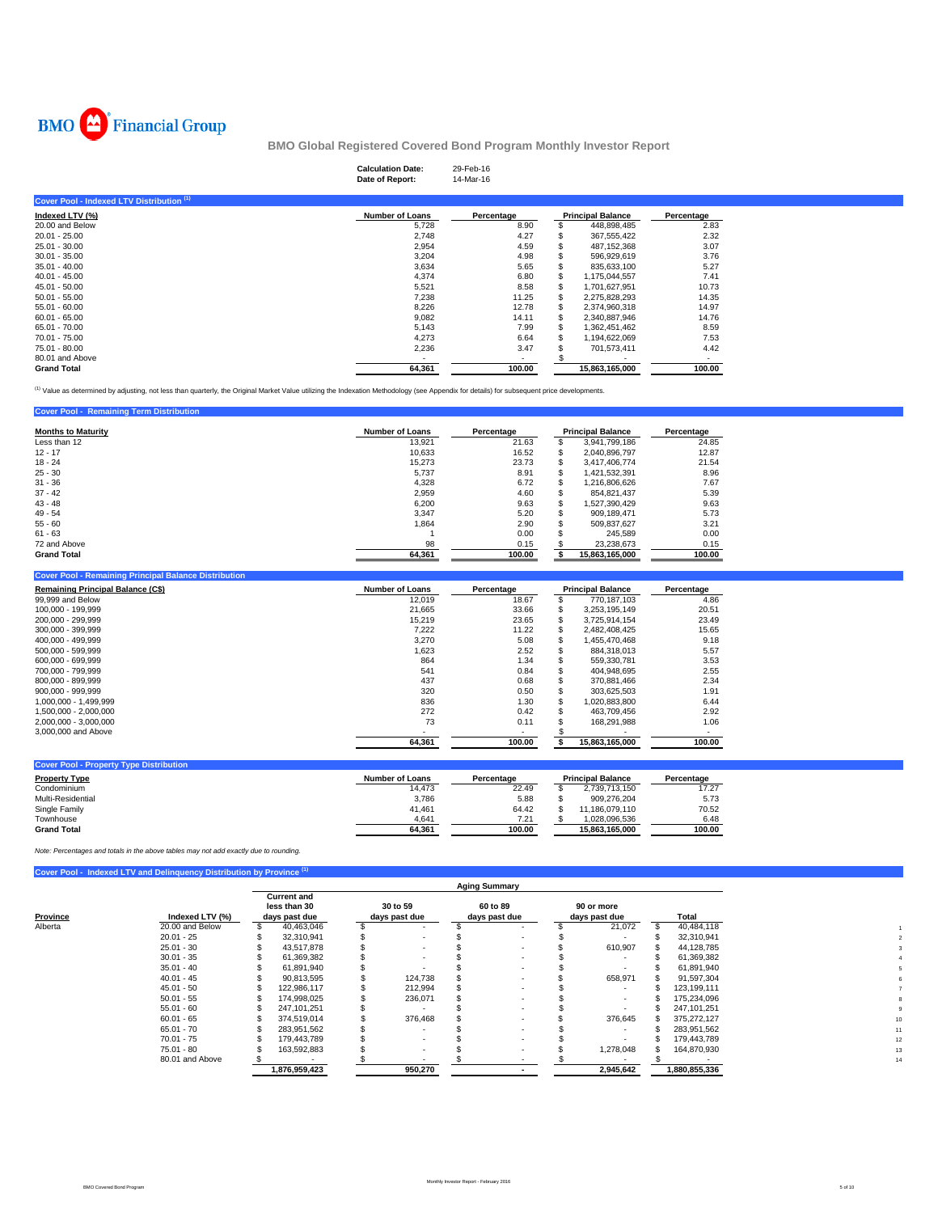BMO Financial Group

## BMO Global Registered Covered Bond Program Monthly Investor Report

**Calculation Date:** 29-Feb-16
**Date of Report:** 14-Mar-16

### Cover Pool - Indexed LTV Distribution [1]

| Indexed LTV (%) | Number of Loans | Percentage | Principal Balance | Percentage |
|---|---|---|---|---|
| 20.00 and Below | 5,728 | 8.90 | $ 448,898,485 | 2.83 |
| 20.01 - 25.00 | 2,748 | 4.27 | $ 367,555,422 | 2.32 |
| 25.01 - 30.00 | 2,954 | 4.59 | $ 487,152,368 | 3.07 |
| 30.01 - 35.00 | 3,204 | 4.98 | $ 596,929,619 | 3.76 |
| 35.01 - 40.00 | 3,634 | 5.65 | $ 835,633,100 | 5.27 |
| 40.01 - 45.00 | 4,374 | 6.80 | $ 1,175,044,557 | 7.41 |
| 45.01 - 50.00 | 5,521 | 8.58 | $ 1,701,627,951 | 10.73 |
| 50.01 - 55.00 | 7,238 | 11.25 | $ 2,275,828,293 | 14.35 |
| 55.01 - 60.00 | 8,226 | 12.78 | $ 2,374,960,318 | 14.97 |
| 60.01 - 65.00 | 9,082 | 14.11 | $ 2,340,887,946 | 14.76 |
| 65.01 - 70.00 | 5,143 | 7.99 | $ 1,362,451,462 | 8.59 |
| 70.01 - 75.00 | 4,273 | 6.64 | $ 1,194,622,069 | 7.53 |
| 75.01 - 80.00 | 2,236 | 3.47 | $ 701,573,411 | 4.42 |
| 80.01 and Above | - | - | $ - | - |
| **Grand Total** | **64,361** | **100.00** | **15,863,165,000** | **100.00** |

[1] Value as determined by adjusting, not less than quarterly, the Original Market Value utilizing the Indexation Methodology (see Appendix for details) for subsequent price developments.

### Cover Pool - Remaining Term Distribution

| Months to Maturity | Number of Loans | Percentage | Principal Balance | Percentage |
|---|---|---|---|---|
| Less than 12 | 13,921 | 21.63 | $ 3,941,799,186 | 24.85 |
| 12 - 17 | 10,633 | 16.52 | $ 2,040,896,797 | 12.87 |
| 18 - 24 | 15,273 | 23.73 | $ 3,417,406,774 | 21.54 |
| 25 - 30 | 5,737 | 8.91 | $ 1,421,532,391 | 8.96 |
| 31 - 36 | 4,328 | 6.72 | $ 1,216,806,626 | 7.67 |
| 37 - 42 | 2,959 | 4.60 | $ 854,821,437 | 5.39 |
| 43 - 48 | 6,200 | 9.63 | $ 1,527,390,429 | 9.63 |
| 49 - 54 | 3,347 | 5.20 | $ 909,189,471 | 5.73 |
| 55 - 60 | 1,864 | 2.90 | $ 509,837,627 | 3.21 |
| 61 - 63 | 1 | 0.00 | $ 245,589 | 0.00 |
| 72 and Above | 98 | 0.15 | $ 23,238,673 | 0.15 |
| **Grand Total** | **64,361** | **100.00** | **$ 15,863,165,000** | **100.00** |

### Cover Pool - Remaining Principal Balance Distribution

| Remaining Principal Balance (C$) | Number of Loans | Percentage | Principal Balance | Percentage |
|---|---|---|---|---|
| 99,999 and Below | 12,019 | 18.67 | $ 770,187,103 | 4.86 |
| 100,000 - 199,999 | 21,665 | 33.66 | $ 3,253,195,149 | 20.51 |
| 200,000 - 299,999 | 15,219 | 23.65 | $ 3,725,914,154 | 23.49 |
| 300,000 - 399,999 | 7,222 | 11.22 | $ 2,482,408,425 | 15.65 |
| 400,000 - 499,999 | 3,270 | 5.08 | $ 1,455,470,468 | 9.18 |
| 500,000 - 599,999 | 1,623 | 2.52 | $ 884,318,013 | 5.57 |
| 600,000 - 699,999 | 864 | 1.34 | $ 559,330,781 | 3.53 |
| 700,000 - 799,999 | 541 | 0.84 | $ 404,948,695 | 2.55 |
| 800,000 - 899,999 | 437 | 0.68 | $ 370,881,466 | 2.34 |
| 900,000 - 999,999 | 320 | 0.50 | $ 303,625,503 | 1.91 |
| 1,000,000 - 1,499,999 | 836 | 1.30 | $ 1,020,883,800 | 6.44 |
| 1,500,000 - 2,000,000 | 272 | 0.42 | $ 463,709,456 | 2.92 |
| 2,000,000 - 3,000,000 | 73 | 0.11 | $ 168,291,988 | 1.06 |
| 3,000,000 and Above | - | - | $ - | - |
| | **64,361** | **100.00** | **$ 15,863,165,000** | **100.00** |

### Cover Pool - Property Type Distribution

| Property Type | Number of Loans | Percentage | Principal Balance | Percentage |
|---|---|---|---|---|
| Condominium | 14,473 | 22.49 | $ 2,739,713,150 | 17.27 |
| Multi-Residential | 3,786 | 5.88 | $ 909,276,204 | 5.73 |
| Single Family | 41,461 | 64.42 | $ 11,186,079,110 | 70.52 |
| Townhouse | 4,641 | 7.21 | $ 1,028,096,536 | 6.48 |
| **Grand Total** | **64,361** | **100.00** | **15,863,165,000** | **100.00** |

*Note: Percentages and totals in the above tables may not add exactly due to rounding.*

### Cover Pool - Indexed LTV and Delinquency Distribution by Province [1]

| | | Aging Summary | | | | |
|---|---|---|---|---|---|---|
| Province | Indexed LTV (%) | Current and less than 30 days past due | 30 to 59 days past due | 60 to 89 days past due | 90 or more days past due | Total |
| Alberta | 20.00 and Below | $ 40,463,046 | $ - | $ - | $ 21,072 | $ 40,484,118 |
| | 20.01 - 25 | $ 32,310,941 | $ - | $ - | $ - | $ 32,310,941 |
| | 25.01 - 30 | $ 43,517,878 | $ - | $ - | $ 610,907 | $ 44,128,785 |
| | 30.01 - 35 | $ 61,369,382 | $ - | $ - | $ - | $ 61,369,382 |
| | 35.01 - 40 | $ 61,891,940 | $ - | $ - | $ - | $ 61,891,940 |
| | 40.01 - 45 | $ 90,813,595 | $ 124,738 | $ - | $ 658,971 | $ 91,597,304 |
| | 45.01 - 50 | $ 122,986,117 | $ 212,994 | $ - | $ - | $ 123,199,111 |
| | 50.01 - 55 | $ 174,998,025 | $ 236,071 | $ - | $ - | $ 175,234,096 |
| | 55.01 - 60 | $ 247,101,251 | $ - | $ - | $ - | $ 247,101,251 |
| | 60.01 - 65 | $ 374,519,014 | $ 376,468 | $ - | $ 376,645 | $ 375,272,127 |
| | 65.01 - 70 | $ 283,951,562 | $ - | $ - | $ - | $ 283,951,562 |
| | 70.01 - 75 | $ 179,443,789 | $ - | $ - | $ - | $ 179,443,789 |
| | 75.01 - 80 | $ 163,592,883 | $ - | $ - | $ 1,278,048 | $ 164,870,930 |
| | 80.01 and Above | $ - | $ - | $ - | $ - | $ - |
| | | **1,876,959,423** | **950,270** | **-** | **2,945,642** | **1,880,855,336** |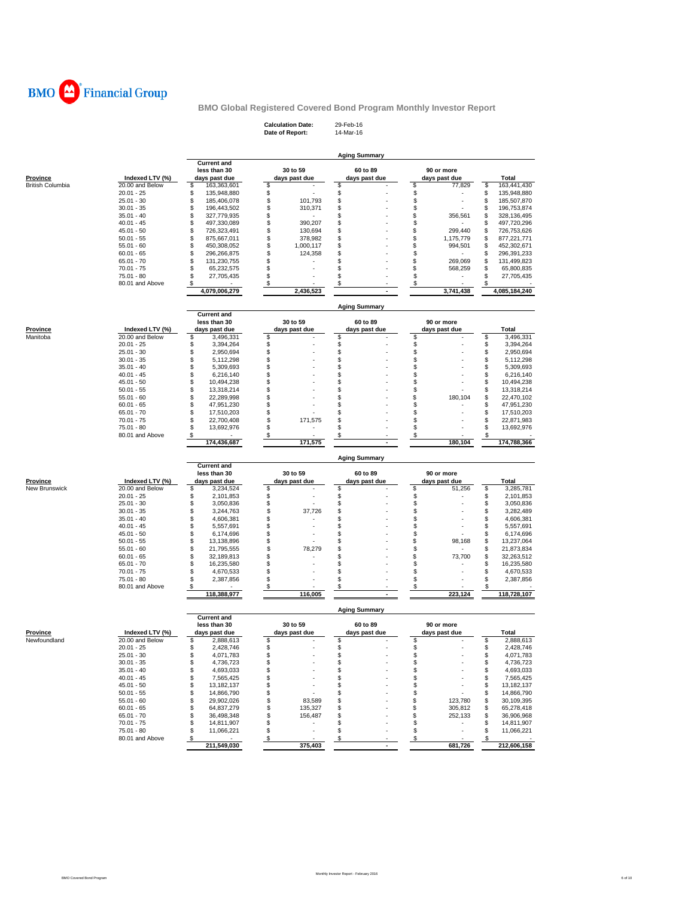BMO Financial Group

# BMO Global Registered Covered Bond Program Monthly Investor Report

**Calculation Date:** 29-Feb-16
**Date of Report:** 14-Mar-16

## Aging Summary

| Province | Indexed LTV (%) | Current and less than 30 days past due | 30 to 59 days past due | 60 to 89 days past due | 90 or more days past due | Total |
|---|---|---|---|---|---|---|
| British Columbia | 20.00 and Below | $ 163,363,601 | $ - | $ - | $ 77,829 | $ 163,441,430 |
| | 20.01 - 25 | $ 135,948,880 | $ - | $ - | $ - | $ 135,948,880 |
| | 25.01 - 30 | $ 185,406,078 | $ 101,793 | $ - | $ - | $ 185,507,870 |
| | 30.01 - 35 | $ 196,443,502 | $ 310,371 | $ - | $ - | $ 196,753,874 |
| | 35.01 - 40 | $ 327,779,935 | $ - | $ - | $ 356,561 | $ 328,136,495 |
| | 40.01 - 45 | $ 497,330,089 | $ 390,207 | $ - | $ - | $ 497,720,296 |
| | 45.01 - 50 | $ 726,323,491 | $ 130,694 | $ - | $ 299,440 | $ 726,753,626 |
| | 50.01 - 55 | $ 875,667,011 | $ 378,982 | $ - | $ 1,175,779 | $ 877,221,771 |
| | 55.01 - 60 | $ 450,308,052 | $ 1,000,117 | $ - | $ 994,501 | $ 452,302,671 |
| | 60.01 - 65 | $ 296,266,875 | $ 124,358 | $ - | $ - | $ 296,391,233 |
| | 65.01 - 70 | $ 131,230,755 | $ - | $ - | $ 269,069 | $ 131,499,823 |
| | 70.01 - 75 | $ 65,232,575 | $ - | $ - | $ 568,259 | $ 65,800,835 |
| | 75.01 - 80 | $ 27,705,435 | $ - | $ - | $ - | $ 27,705,435 |
| | 80.01 and Above | $ - | $ - | $ - | $ - | $ - |
| | | 4,079,006,279 | 2,436,523 | - | 3,741,438 | 4,085,184,240 |

## Aging Summary

| Province | Indexed LTV (%) | Current and less than 30 days past due | 30 to 59 days past due | 60 to 89 days past due | 90 or more days past due | Total |
|---|---|---|---|---|---|---|
| Manitoba | 20.00 and Below | $ 3,496,331 | $ - | $ - | $ - | $ 3,496,331 |
| | 20.01 - 25 | $ 3,394,264 | $ - | $ - | $ - | $ 3,394,264 |
| | 25.01 - 30 | $ 2,950,694 | $ - | $ - | $ - | $ 2,950,694 |
| | 30.01 - 35 | $ 5,112,298 | $ - | $ - | $ - | $ 5,112,298 |
| | 35.01 - 40 | $ 5,309,693 | $ - | $ - | $ - | $ 5,309,693 |
| | 40.01 - 45 | $ 6,216,140 | $ - | $ - | $ - | $ 6,216,140 |
| | 45.01 - 50 | $ 10,494,238 | $ - | $ - | $ - | $ 10,494,238 |
| | 50.01 - 55 | $ 13,318,214 | $ - | $ - | $ - | $ 13,318,214 |
| | 55.01 - 60 | $ 22,289,998 | $ - | $ - | $ 180,104 | $ 22,470,102 |
| | 60.01 - 65 | $ 47,951,230 | $ - | $ - | $ - | $ 47,951,230 |
| | 65.01 - 70 | $ 17,510,203 | $ - | $ - | $ - | $ 17,510,203 |
| | 70.01 - 75 | $ 22,700,408 | $ 171,575 | $ - | $ - | $ 22,871,983 |
| | 75.01 - 80 | $ 13,692,976 | $ - | $ - | $ - | $ 13,692,976 |
| | 80.01 and Above | $ - | $ - | $ - | $ - | $ - |
| | | 174,436,687 | 171,575 | - | 180,104 | 174,788,366 |

## Aging Summary

| Province | Indexed LTV (%) | Current and less than 30 days past due | 30 to 59 days past due | 60 to 89 days past due | 90 or more days past due | Total |
|---|---|---|---|---|---|---|
| New Brunswick | 20.00 and Below | $ 3,234,524 | $ - | $ - | $ 51,256 | $ 3,285,781 |
| | 20.01 - 25 | $ 2,101,853 | $ - | $ - | $ - | $ 2,101,853 |
| | 25.01 - 30 | $ 3,050,836 | $ - | $ - | $ - | $ 3,050,836 |
| | 30.01 - 35 | $ 3,244,763 | $ 37,726 | $ - | $ - | $ 3,282,489 |
| | 35.01 - 40 | $ 4,606,381 | $ - | $ - | $ - | $ 4,606,381 |
| | 40.01 - 45 | $ 5,557,691 | $ - | $ - | $ - | $ 5,557,691 |
| | 45.01 - 50 | $ 6,174,696 | $ - | $ - | $ - | $ 6,174,696 |
| | 50.01 - 55 | $ 13,138,896 | $ - | $ - | $ 98,168 | $ 13,237,064 |
| | 55.01 - 60 | $ 21,795,555 | $ 78,279 | $ - | $ - | $ 21,873,834 |
| | 60.01 - 65 | $ 32,189,813 | $ - | $ - | $ 73,700 | $ 32,263,512 |
| | 65.01 - 70 | $ 16,235,580 | $ - | $ - | $ - | $ 16,235,580 |
| | 70.01 - 75 | $ 4,670,533 | $ - | $ - | $ - | $ 4,670,533 |
| | 75.01 - 80 | $ 2,387,856 | $ - | $ - | $ - | $ 2,387,856 |
| | 80.01 and Above | $ - | $ - | $ - | $ - | $ - |
| | | 118,388,977 | 116,005 | - | 223,124 | 118,728,107 |

## Aging Summary

| Province | Indexed LTV (%) | Current and less than 30 days past due | 30 to 59 days past due | 60 to 89 days past due | 90 or more days past due | Total |
|---|---|---|---|---|---|---|
| Newfoundland | 20.00 and Below | $ 2,888,613 | $ - | $ - | $ - | $ 2,888,613 |
| | 20.01 - 25 | $ 2,428,746 | $ - | $ - | $ - | $ 2,428,746 |
| | 25.01 - 30 | $ 4,071,783 | $ - | $ - | $ - | $ 4,071,783 |
| | 30.01 - 35 | $ 4,736,723 | $ - | $ - | $ - | $ 4,736,723 |
| | 35.01 - 40 | $ 4,693,033 | $ - | $ - | $ - | $ 4,693,033 |
| | 40.01 - 45 | $ 7,565,425 | $ - | $ - | $ - | $ 7,565,425 |
| | 45.01 - 50 | $ 13,182,137 | $ - | $ - | $ - | $ 13,182,137 |
| | 50.01 - 55 | $ 14,866,790 | $ - | $ - | $ - | $ 14,866,790 |
| | 55.01 - 60 | $ 29,902,026 | $ 83,589 | $ - | $ 123,780 | $ 30,109,395 |
| | 60.01 - 65 | $ 64,837,279 | $ 135,327 | $ - | $ 305,812 | $ 65,278,418 |
| | 65.01 - 70 | $ 36,498,348 | $ 156,487 | $ - | $ 252,133 | $ 36,906,968 |
| | 70.01 - 75 | $ 14,811,907 | $ - | $ - | $ - | $ 14,811,907 |
| | 75.01 - 80 | $ 11,066,221 | $ - | $ - | $ - | $ 11,066,221 |
| | 80.01 and Above | $ - | $ - | $ - | $ - | $ - |
| | | 211,549,030 | 375,403 | - | 681,726 | 212,606,158 |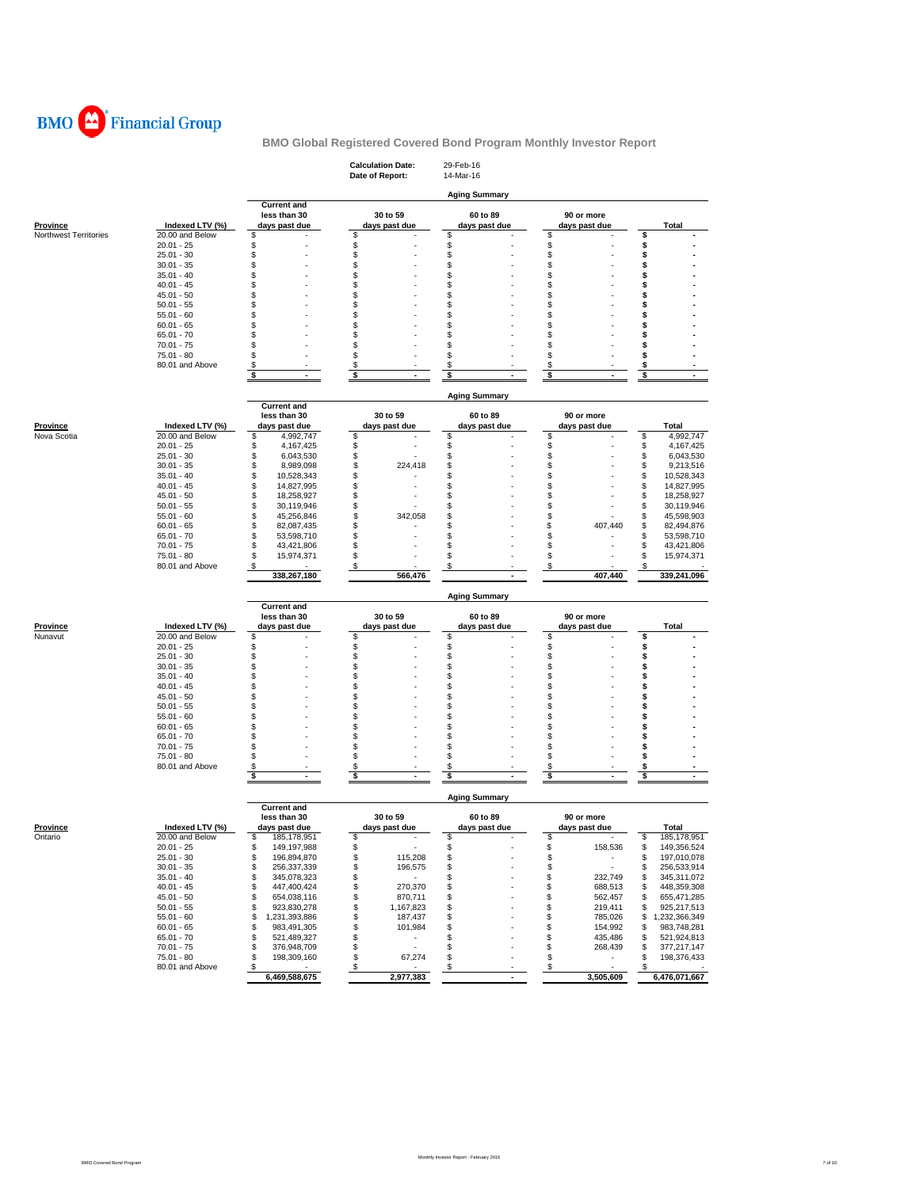BMO Financial Group

## BMO Global Registered Covered Bond Program Monthly Investor Report

**Calculation Date:** 29-Feb-16
**Date of Report:** 14-Mar-16

### Aging Summary

| Province | Indexed LTV (%) | Current and less than 30 days past due | 30 to 59 days past due | 60 to 89 days past due | 90 or more days past due | Total |
|---|---|---|---|---|---|---|
| Northwest Territories | 20.00 and Below | $ - | $ - | $ - | $ - | $ - |
| | 20.01 - 25 | $ - | $ - | $ - | $ - | $ - |
| | 25.01 - 30 | $ - | $ - | $ - | $ - | $ - |
| | 30.01 - 35 | $ - | $ - | $ - | $ - | $ - |
| | 35.01 - 40 | $ - | $ - | $ - | $ - | $ - |
| | 40.01 - 45 | $ - | $ - | $ - | $ - | $ - |
| | 45.01 - 50 | $ - | $ - | $ - | $ - | $ - |
| | 50.01 - 55 | $ - | $ - | $ - | $ - | $ - |
| | 55.01 - 60 | $ - | $ - | $ - | $ - | $ - |
| | 60.01 - 65 | $ - | $ - | $ - | $ - | $ - |
| | 65.01 - 70 | $ - | $ - | $ - | $ - | $ - |
| | 70.01 - 75 | $ - | $ - | $ - | $ - | $ - |
| | 75.01 - 80 | $ - | $ - | $ - | $ - | $ - |
| | 80.01 and Above | $ - | $ - | $ - | $ - | $ - |
| | | $ - | $ - | $ - | $ - | $ - |

### Aging Summary

| Province | Indexed LTV (%) | Current and less than 30 days past due | 30 to 59 days past due | 60 to 89 days past due | 90 or more days past due | Total |
|---|---|---|---|---|---|---|
| Nova Scotia | 20.00 and Below | $ 4,992,747 | $ - | $ - | $ - | $ 4,992,747 |
| | 20.01 - 25 | $ 4,167,425 | $ - | $ - | $ - | $ 4,167,425 |
| | 25.01 - 30 | $ 6,043,530 | $ - | $ - | $ - | $ 6,043,530 |
| | 30.01 - 35 | $ 8,989,098 | $ 224,418 | $ - | $ - | $ 9,213,516 |
| | 35.01 - 40 | $ 10,528,343 | $ - | $ - | $ - | $ 10,528,343 |
| | 40.01 - 45 | $ 14,827,995 | $ - | $ - | $ - | $ 14,827,995 |
| | 45.01 - 50 | $ 18,258,927 | $ - | $ - | $ - | $ 18,258,927 |
| | 50.01 - 55 | $ 30,119,946 | $ - | $ - | $ - | $ 30,119,946 |
| | 55.01 - 60 | $ 45,256,846 | $ 342,058 | $ - | $ - | $ 45,598,903 |
| | 60.01 - 65 | $ 82,087,435 | $ - | $ - | $ 407,440 | $ 82,494,876 |
| | 65.01 - 70 | $ 53,598,710 | $ - | $ - | $ - | $ 53,598,710 |
| | 70.01 - 75 | $ 43,421,806 | $ - | $ - | $ - | $ 43,421,806 |
| | 75.01 - 80 | $ 15,974,371 | $ - | $ - | $ - | $ 15,974,371 |
| | 80.01 and Above | $ - | $ - | $ - | $ - | $ - |
| | | 338,267,180 | 566,476 | - | 407,440 | 339,241,096 |

### Aging Summary

| Province | Indexed LTV (%) | Current and less than 30 days past due | 30 to 59 days past due | 60 to 89 days past due | 90 or more days past due | Total |
|---|---|---|---|---|---|---|
| Nunavut | 20.00 and Below | $ - | $ - | $ - | $ - | $ - |
| | 20.01 - 25 | $ - | $ - | $ - | $ - | $ - |
| | 25.01 - 30 | $ - | $ - | $ - | $ - | $ - |
| | 30.01 - 35 | $ - | $ - | $ - | $ - | $ - |
| | 35.01 - 40 | $ - | $ - | $ - | $ - | $ - |
| | 40.01 - 45 | $ - | $ - | $ - | $ - | $ - |
| | 45.01 - 50 | $ - | $ - | $ - | $ - | $ - |
| | 50.01 - 55 | $ - | $ - | $ - | $ - | $ - |
| | 55.01 - 60 | $ - | $ - | $ - | $ - | $ - |
| | 60.01 - 65 | $ - | $ - | $ - | $ - | $ - |
| | 65.01 - 70 | $ - | $ - | $ - | $ - | $ - |
| | 70.01 - 75 | $ - | $ - | $ - | $ - | $ - |
| | 75.01 - 80 | $ - | $ - | $ - | $ - | $ - |
| | 80.01 and Above | $ - | $ - | $ - | $ - | $ - |
| | | $ - | $ - | $ - | $ - | $ - |

### Aging Summary

| Province | Indexed LTV (%) | Current and less than 30 days past due | 30 to 59 days past due | 60 to 89 days past due | 90 or more days past due | Total |
|---|---|---|---|---|---|---|
| Ontario | 20.00 and Below | $ 185,178,951 | $ - | $ - | $ - | $ 185,178,951 |
| | 20.01 - 25 | $ 149,197,988 | $ - | $ - | $ 158,536 | $ 149,356,524 |
| | 25.01 - 30 | $ 196,894,870 | $ 115,208 | $ - | $ - | $ 197,010,078 |
| | 30.01 - 35 | $ 256,337,339 | $ 196,575 | $ - | $ - | $ 256,533,914 |
| | 35.01 - 40 | $ 345,078,323 | $ - | $ - | $ 232,749 | $ 345,311,072 |
| | 40.01 - 45 | $ 447,400,424 | $ 270,370 | $ - | $ 688,513 | $ 448,359,308 |
| | 45.01 - 50 | $ 654,038,116 | $ 870,711 | $ - | $ 562,457 | $ 655,471,285 |
| | 50.01 - 55 | $ 923,830,278 | $ 1,167,823 | $ - | $ 219,411 | $ 925,217,513 |
| | 55.01 - 60 | $ 1,231,393,886 | $ 187,437 | $ - | $ 785,026 | $ 1,232,366,349 |
| | 60.01 - 65 | $ 983,491,305 | $ 101,984 | $ - | $ 154,992 | $ 983,748,281 |
| | 65.01 - 70 | $ 521,489,327 | $ - | $ - | $ 435,486 | $ 521,924,813 |
| | 70.01 - 75 | $ 376,948,709 | $ - | $ - | $ 268,439 | $ 377,217,147 |
| | 75.01 - 80 | $ 198,309,160 | $ 67,274 | $ - | $ - | $ 198,376,433 |
| | 80.01 and Above | $ - | $ - | $ - | $ - | $ - |
| | | 6,469,588,675 | 2,977,383 | - | 3,505,609 | 6,476,071,667 |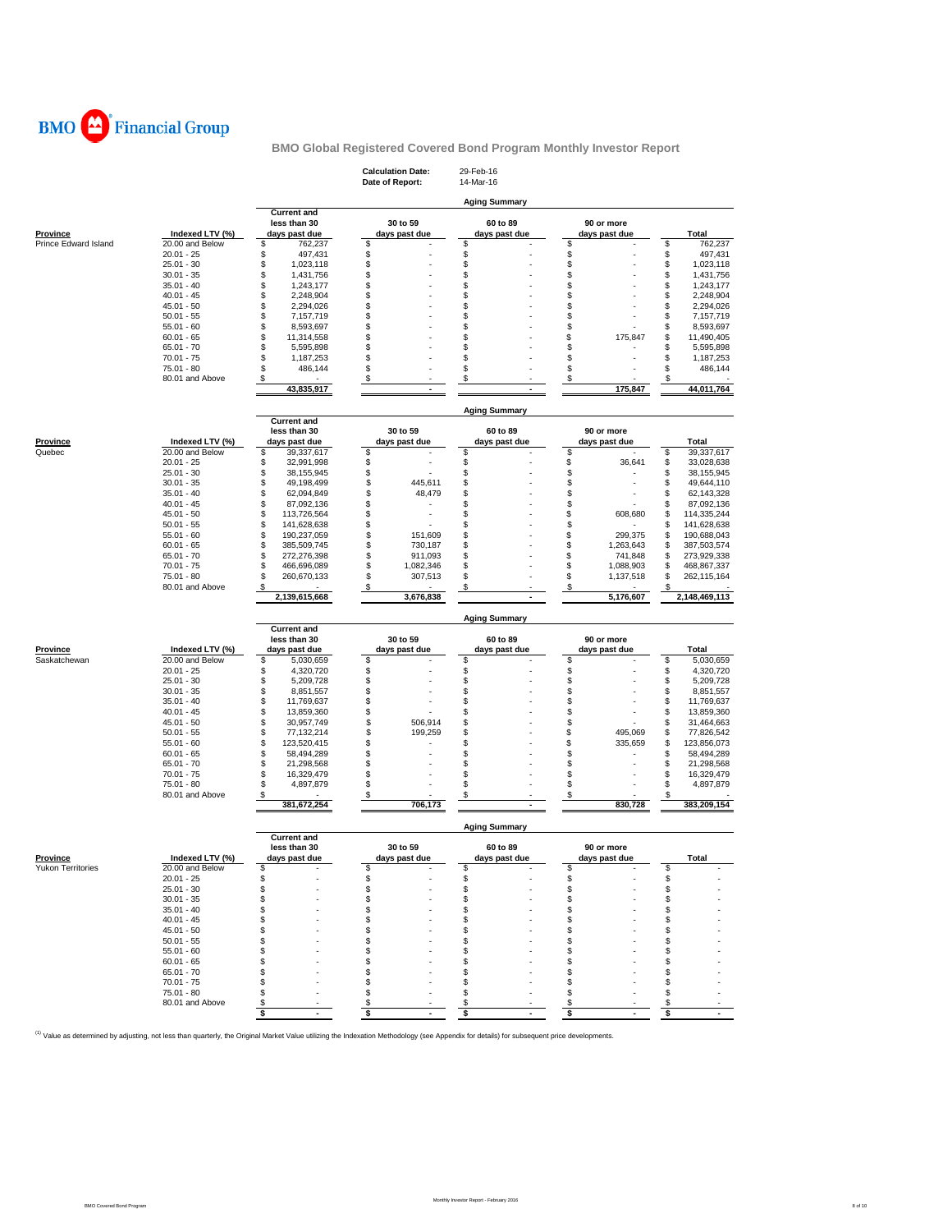BMO Financial Group

## BMO Global Registered Covered Bond Program Monthly Investor Report

**Calculation Date:** 29-Feb-16
**Date of Report:** 14-Mar-16

### Aging Summary

| Province | Indexed LTV (%) | Current and less than 30 days past due | 30 to 59 days past due | 60 to 89 days past due | 90 or more days past due | Total |
|---|---|---|---|---|---|---|
| Prince Edward Island | 20.00 and Below | $ 762,237 | $ - | $ - | $ - | $ 762,237 |
| | 20.01 - 25 | $ 497,431 | $ - | $ - | $ - | $ 497,431 |
| | 25.01 - 30 | $ 1,023,118 | $ - | $ - | $ - | $ 1,023,118 |
| | 30.01 - 35 | $ 1,431,756 | $ - | $ - | $ - | $ 1,431,756 |
| | 35.01 - 40 | $ 1,243,177 | $ - | $ - | $ - | $ 1,243,177 |
| | 40.01 - 45 | $ 2,248,904 | $ - | $ - | $ - | $ 2,248,904 |
| | 45.01 - 50 | $ 2,294,026 | $ - | $ - | $ - | $ 2,294,026 |
| | 50.01 - 55 | $ 7,157,719 | $ - | $ - | $ - | $ 7,157,719 |
| | 55.01 - 60 | $ 8,593,697 | $ - | $ - | $ - | $ 8,593,697 |
| | 60.01 - 65 | $ 11,314,558 | $ - | $ - | $ 175,847 | $ 11,490,405 |
| | 65.01 - 70 | $ 5,595,898 | $ - | $ - | $ - | $ 5,595,898 |
| | 70.01 - 75 | $ 1,187,253 | $ - | $ - | $ - | $ 1,187,253 |
| | 75.01 - 80 | $ 486,144 | $ - | $ - | $ - | $ 486,144 |
| | 80.01 and Above | $ - | $ - | $ - | $ - | $ - |
| | | 43,835,917 | - | - | 175,847 | 44,011,764 |

### Aging Summary

| Province | Indexed LTV (%) | Current and less than 30 days past due | 30 to 59 days past due | 60 to 89 days past due | 90 or more days past due | Total |
|---|---|---|---|---|---|---|
| Quebec | 20.00 and Below | $ 39,337,617 | $ - | $ - | $ - | $ 39,337,617 |
| | 20.01 - 25 | $ 32,991,998 | $ - | $ - | $ 36,641 | $ 33,028,638 |
| | 25.01 - 30 | $ 38,155,945 | $ - | $ - | $ - | $ 38,155,945 |
| | 30.01 - 35 | $ 49,198,499 | $ 445,611 | $ - | $ - | $ 49,644,110 |
| | 35.01 - 40 | $ 62,094,849 | $ 48,479 | $ - | $ - | $ 62,143,328 |
| | 40.01 - 45 | $ 87,092,136 | $ - | $ - | $ - | $ 87,092,136 |
| | 45.01 - 50 | $ 113,726,564 | $ - | $ - | $ 608,680 | $ 114,335,244 |
| | 50.01 - 55 | $ 141,628,638 | $ - | $ - | $ - | $ 141,628,638 |
| | 55.01 - 60 | $ 190,237,059 | $ 151,609 | $ - | $ 299,375 | $ 190,688,043 |
| | 60.01 - 65 | $ 385,509,745 | $ 730,187 | $ - | $ 1,263,643 | $ 387,503,574 |
| | 65.01 - 70 | $ 272,276,398 | $ 911,093 | $ - | $ 741,848 | $ 273,929,338 |
| | 70.01 - 75 | $ 466,696,089 | $ 1,082,346 | $ - | $ 1,088,903 | $ 468,867,337 |
| | 75.01 - 80 | $ 260,670,133 | $ 307,513 | $ - | $ 1,137,518 | $ 262,115,164 |
| | 80.01 and Above | $ - | $ - | $ - | $ - | $ - |
| | | 2,139,615,668 | 3,676,838 | - | 5,176,607 | 2,148,469,113 |

### Aging Summary

| Province | Indexed LTV (%) | Current and less than 30 days past due | 30 to 59 days past due | 60 to 89 days past due | 90 or more days past due | Total |
|---|---|---|---|---|---|---|
| Saskatchewan | 20.00 and Below | $ 5,030,659 | $ - | $ - | $ - | $ 5,030,659 |
| | 20.01 - 25 | $ 4,320,720 | $ - | $ - | $ - | $ 4,320,720 |
| | 25.01 - 30 | $ 5,209,728 | $ - | $ - | $ - | $ 5,209,728 |
| | 30.01 - 35 | $ 8,851,557 | $ - | $ - | $ - | $ 8,851,557 |
| | 35.01 - 40 | $ 11,769,637 | $ - | $ - | $ - | $ 11,769,637 |
| | 40.01 - 45 | $ 13,859,360 | $ - | $ - | $ - | $ 13,859,360 |
| | 45.01 - 50 | $ 30,957,749 | $ 506,914 | $ - | $ - | $ 31,464,663 |
| | 50.01 - 55 | $ 77,132,214 | $ 199,259 | $ - | $ 495,069 | $ 77,826,542 |
| | 55.01 - 60 | $ 123,520,415 | $ - | $ - | $ 335,659 | $ 123,856,073 |
| | 60.01 - 65 | $ 58,494,289 | $ - | $ - | $ - | $ 58,494,289 |
| | 65.01 - 70 | $ 21,298,568 | $ - | $ - | $ - | $ 21,298,568 |
| | 70.01 - 75 | $ 16,329,479 | $ - | $ - | $ - | $ 16,329,479 |
| | 75.01 - 80 | $ 4,897,879 | $ - | $ - | $ - | $ 4,897,879 |
| | 80.01 and Above | $ - | $ - | $ - | $ - | $ - |
| | | 381,672,254 | 706,173 | - | 830,728 | 383,209,154 |

### Aging Summary

| Province | Indexed LTV (%) | Current and less than 30 days past due | 30 to 59 days past due | 60 to 89 days past due | 90 or more days past due | Total |
|---|---|---|---|---|---|---|
| Yukon Territories | 20.00 and Below | $ - | $ - | $ - | $ - | $ - |
| | 20.01 - 25 | $ - | $ - | $ - | $ - | $ - |
| | 25.01 - 30 | $ - | $ - | $ - | $ - | $ - |
| | 30.01 - 35 | $ - | $ - | $ - | $ - | $ - |
| | 35.01 - 40 | $ - | $ - | $ - | $ - | $ - |
| | 40.01 - 45 | $ - | $ - | $ - | $ - | $ - |
| | 45.01 - 50 | $ - | $ - | $ - | $ - | $ - |
| | 50.01 - 55 | $ - | $ - | $ - | $ - | $ - |
| | 55.01 - 60 | $ - | $ - | $ - | $ - | $ - |
| | 60.01 - 65 | $ - | $ - | $ - | $ - | $ - |
| | 65.01 - 70 | $ - | $ - | $ - | $ - | $ - |
| | 70.01 - 75 | $ - | $ - | $ - | $ - | $ - |
| | 75.01 - 80 | $ - | $ - | $ - | $ - | $ - |
| | 80.01 and Above | $ - | $ - | $ - | $ - | $ - |
| | | $ - | $ - | $ - | $ - | $ - |

[1] Value as determined by adjusting, not less than quarterly, the Original Market Value utilizing the Indexation Methodology (see Appendix for details) for subsequent price developments.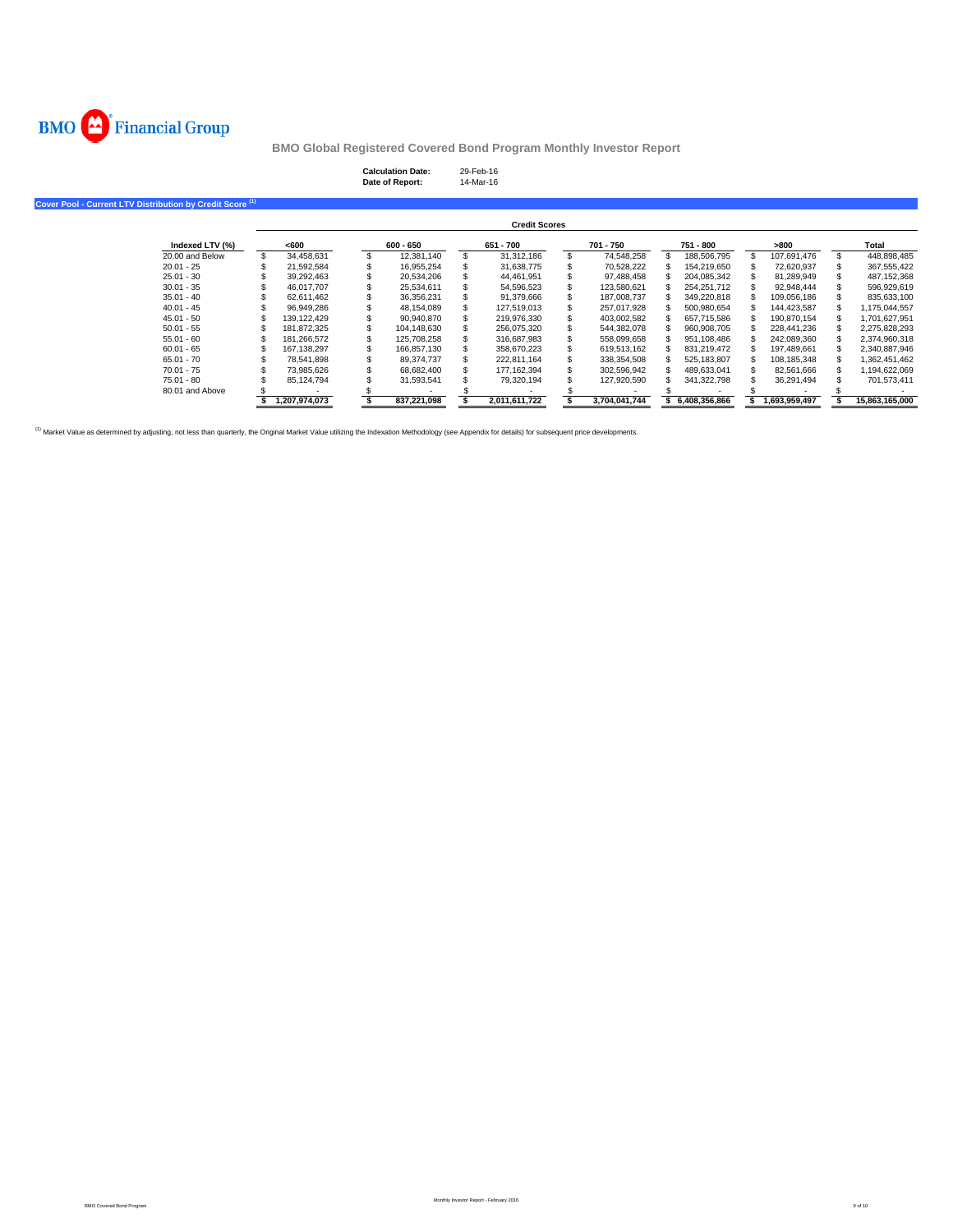BMO Financial Group

# BMO Global Registered Covered Bond Program Monthly Investor Report

**Calculation Date:** 29-Feb-16
**Date of Report:** 14-Mar-16

## Cover Pool - Current LTV Distribution by Credit Score [1]

| | Credit Scores | | | | | | |
|---|---|---|---|---|---|---|---|
| **Indexed LTV (%)** | **<600** | **600 - 650** | **651 - 700** | **701 - 750** | **751 - 800** | **>800** | **Total** |
| 20.00 and Below | $ 34,458,631 | $ 12,381,140 | $ 31,312,186 | $ 74,548,258 | $ 188,506,795 | $ 107,691,476 | $ 448,898,485 |
| 20.01 - 25 | $ 21,592,584 | $ 16,955,254 | $ 31,638,775 | $ 70,528,222 | $ 154,219,650 | $ 72,620,937 | $ 367,555,422 |
| 25.01 - 30 | $ 39,292,463 | $ 20,534,206 | $ 44,461,951 | $ 97,488,458 | $ 204,085,342 | $ 81,289,949 | $ 487,152,368 |
| 30.01 - 35 | $ 46,017,707 | $ 25,534,611 | $ 54,596,523 | $ 123,580,621 | $ 254,251,712 | $ 92,948,444 | $ 596,929,619 |
| 35.01 - 40 | $ 62,611,462 | $ 36,356,231 | $ 91,379,666 | $ 187,008,737 | $ 349,220,818 | $ 109,056,186 | $ 835,633,100 |
| 40.01 - 45 | $ 96,949,286 | $ 48,154,089 | $ 127,519,013 | $ 257,017,928 | $ 500,980,654 | $ 144,423,587 | $ 1,175,044,557 |
| 45.01 - 50 | $ 139,122,429 | $ 90,940,870 | $ 219,976,330 | $ 403,002,582 | $ 657,715,586 | $ 190,870,154 | $ 1,701,627,951 |
| 50.01 - 55 | $ 181,872,325 | $ 104,148,630 | $ 256,075,320 | $ 544,382,078 | $ 960,908,705 | $ 228,441,236 | $ 2,275,828,293 |
| 55.01 - 60 | $ 181,266,572 | $ 125,708,258 | $ 316,687,983 | $ 558,099,658 | $ 951,108,486 | $ 242,089,360 | $ 2,374,960,318 |
| 60.01 - 65 | $ 167,138,297 | $ 166,857,130 | $ 358,670,223 | $ 619,513,162 | $ 831,219,472 | $ 197,489,661 | $ 2,340,887,946 |
| 65.01 - 70 | $ 78,541,898 | $ 89,374,737 | $ 222,811,164 | $ 338,354,508 | $ 525,183,807 | $ 108,185,348 | $ 1,362,451,462 |
| 70.01 - 75 | $ 73,985,626 | $ 68,682,400 | $ 177,162,394 | $ 302,596,942 | $ 489,633,041 | $ 82,561,666 | $ 1,194,622,069 |
| 75.01 - 80 | $ 85,124,794 | $ 31,593,541 | $ 79,320,194 | $ 127,920,590 | $ 341,322,798 | $ 36,291,494 | $ 701,573,411 |
| 80.01 and Above | $ - | $ - | $ - | $ - | $ - | $ - | $ - |
| | **$ 1,207,974,073** | **$ 837,221,098** | **$ 2,011,611,722** | **$ 3,704,041,744** | **$ 6,408,356,866** | **$ 1,693,959,497** | **$ 15,863,165,000** |

[1] Market Value as determined by adjusting, not less than quarterly, the Original Market Value utilizing the Indexation Methodology (see Appendix for details) for subsequent price developments.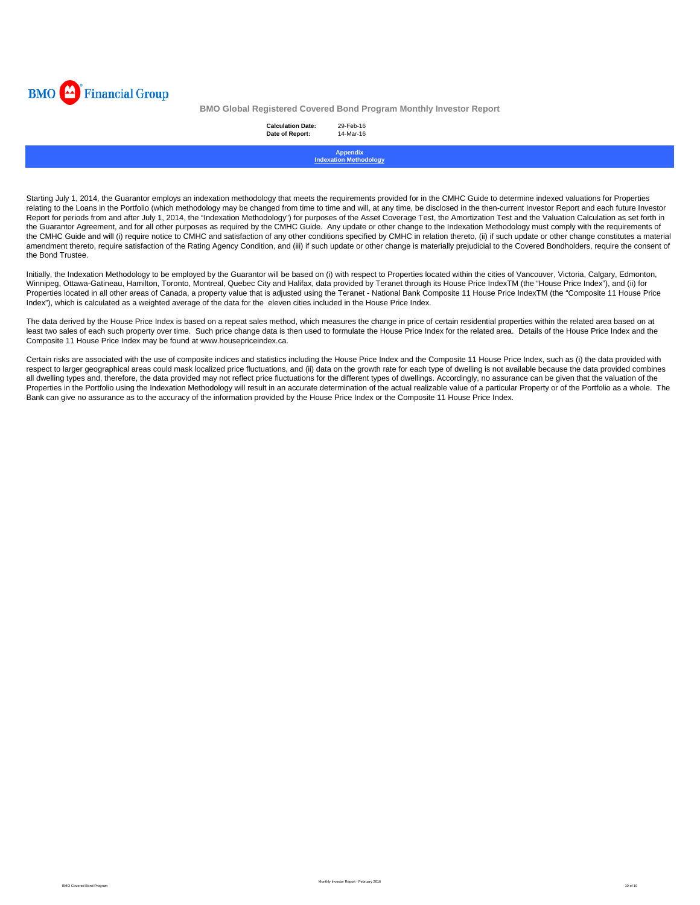BMO Financial Group

## BMO Global Registered Covered Bond Program Monthly Investor Report

| | |
|---|---|
| **Calculation Date:** | 29-Feb-16 |
| **Date of Report:** | 14-Mar-16 |

### Appendix
### Indexation Methodology

Starting July 1, 2014, the Guarantor employs an indexation methodology that meets the requirements provided for in the CMHC Guide to determine indexed valuations for Properties relating to the Loans in the Portfolio (which methodology may be changed from time to time and will, at any time, be disclosed in the then-current Investor Report and each future Investor Report for periods from and after July 1, 2014, the "Indexation Methodology") for purposes of the Asset Coverage Test, the Amortization Test and the Valuation Calculation as set forth in the Guarantor Agreement, and for all other purposes as required by the CMHC Guide. Any update or other change to the Indexation Methodology must comply with the requirements of the CMHC Guide and will (i) require notice to CMHC and satisfaction of any other conditions specified by CMHC in relation thereto, (ii) if such update or other change constitutes a material amendment thereto, require satisfaction of the Rating Agency Condition, and (iii) if such update or other change is materially prejudicial to the Covered Bondholders, require the consent of the Bond Trustee.

Initially, the Indexation Methodology to be employed by the Guarantor will be based on (i) with respect to Properties located within the cities of Vancouver, Victoria, Calgary, Edmonton, Winnipeg, Ottawa-Gatineau, Hamilton, Toronto, Montreal, Quebec City and Halifax, data provided by Teranet through its House Price IndexTM (the "House Price Index"), and (ii) for Properties located in all other areas of Canada, a property value that is adjusted using the Teranet - National Bank Composite 11 House Price IndexTM (the "Composite 11 House Price Index"), which is calculated as a weighted average of the data for the eleven cities included in the House Price Index.

The data derived by the House Price Index is based on a repeat sales method, which measures the change in price of certain residential properties within the related area based on at least two sales of each such property over time. Such price change data is then used to formulate the House Price Index for the related area. Details of the House Price Index and the Composite 11 House Price Index may be found at www.housepriceindex.ca.

Certain risks are associated with the use of composite indices and statistics including the House Price Index and the Composite 11 House Price Index, such as (i) the data provided with respect to larger geographical areas could mask localized price fluctuations, and (ii) data on the growth rate for each type of dwelling is not available because the data provided combines all dwelling types and, therefore, the data provided may not reflect price fluctuations for the different types of dwellings. Accordingly, no assurance can be given that the valuation of the Properties in the Portfolio using the Indexation Methodology will result in an accurate determination of the actual realizable value of a particular Property or of the Portfolio as a whole. The Bank can give no assurance as to the accuracy of the information provided by the House Price Index or the Composite 11 House Price Index.